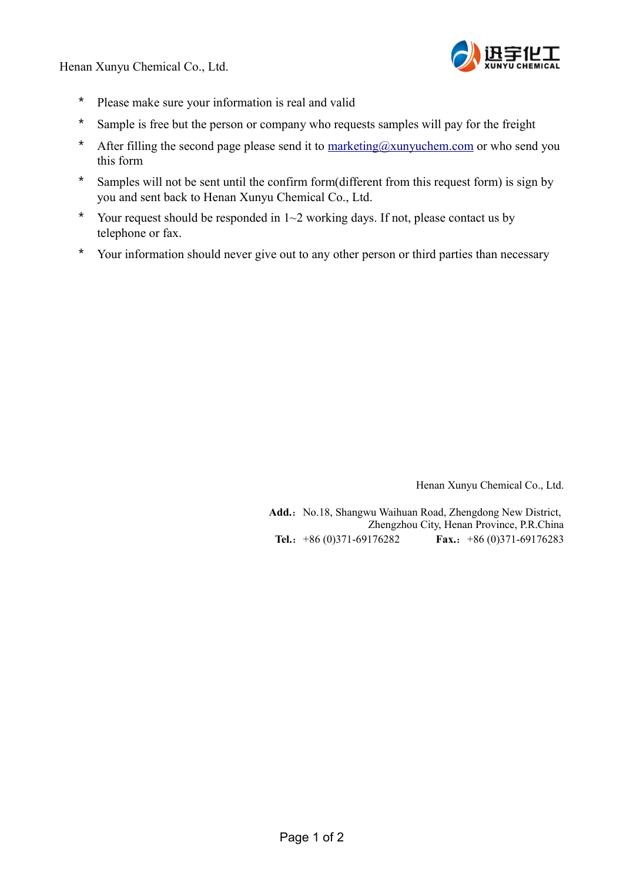Henan Xunyu Chemical Co., Ltd.

迅宇化工 XUNYU CHEMICAL

* Please make sure your information is real and valid
* Sample is free but the person or company who requests samples will pay for the freight
* After filling the second page please send it to [marketing@xunyuchem.com](mailto:marketing@xunyuchem.com) or who send you this form
* Samples will not be sent until the confirm form(different from this request form) is sign by you and sent back to Henan Xunyu Chemical Co., Ltd.
* Your request should be responded in 1~2 working days. If not, please contact us by telephone or fax.
* Your information should never give out to any other person or third parties than necessary

Henan Xunyu Chemical Co., Ltd.

**Add.:** No.18, Shangwu Waihuan Road, Zhengdong New District, Zhengzhou City, Henan Province, P.R.China
**Tel.:** +86 (0)371-69176282 **Fax.:** +86 (0)371-69176283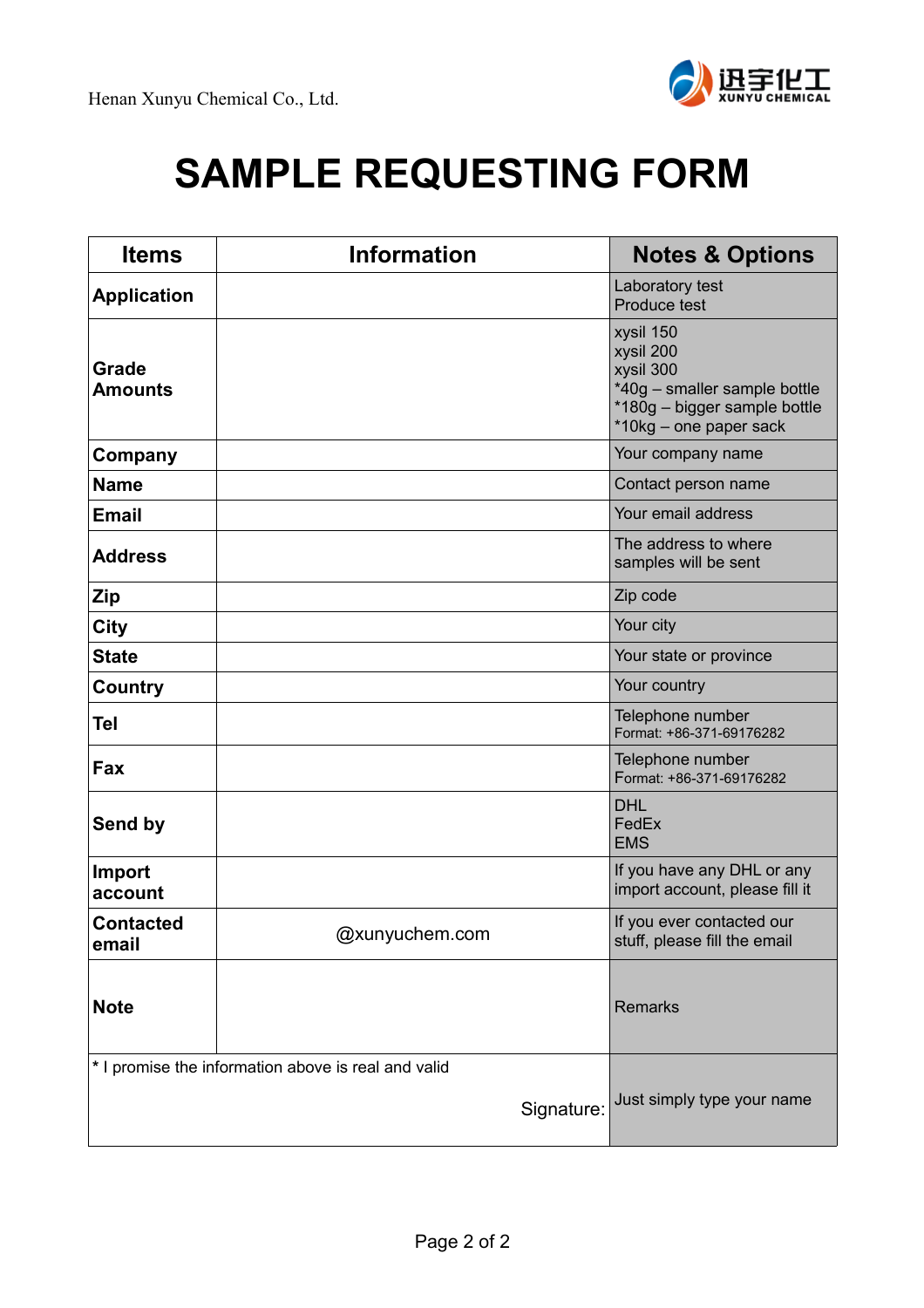Henan Xunyu Chemical Co., Ltd.

迅宇化工 XUNYU CHEMICAL

# SAMPLE REQUESTING FORM

| Items | Information | Notes & Options |
|---|---|---|
| **Application** | | Laboratory test<br>Produce test |
| **Grade Amounts** | | xysil 150<br>xysil 200<br>xysil 300<br>*40g – smaller sample bottle<br>*180g – bigger sample bottle<br>*10kg – one paper sack |
| **Company** | | Your company name |
| **Name** | | Contact person name |
| **Email** | | Your email address |
| **Address** | | The address to where samples will be sent |
| **Zip** | | Zip code |
| **City** | | Your city |
| **State** | | Your state or province |
| **Country** | | Your country |
| **Tel** | | Telephone number<br>Format: +86-371-69176282 |
| **Fax** | | Telephone number<br>Format: +86-371-69176282 |
| **Send by** | | DHL<br>FedEx<br>EMS |
| **Import account** | | If you have any DHL or any import account, please fill it |
| **Contacted email** | @xunyuchem.com | If you ever contacted our stuff, please fill the email |
| **Note** | | Remarks |
| * I promise the information above is real and valid | Signature: | Just simply type your name |